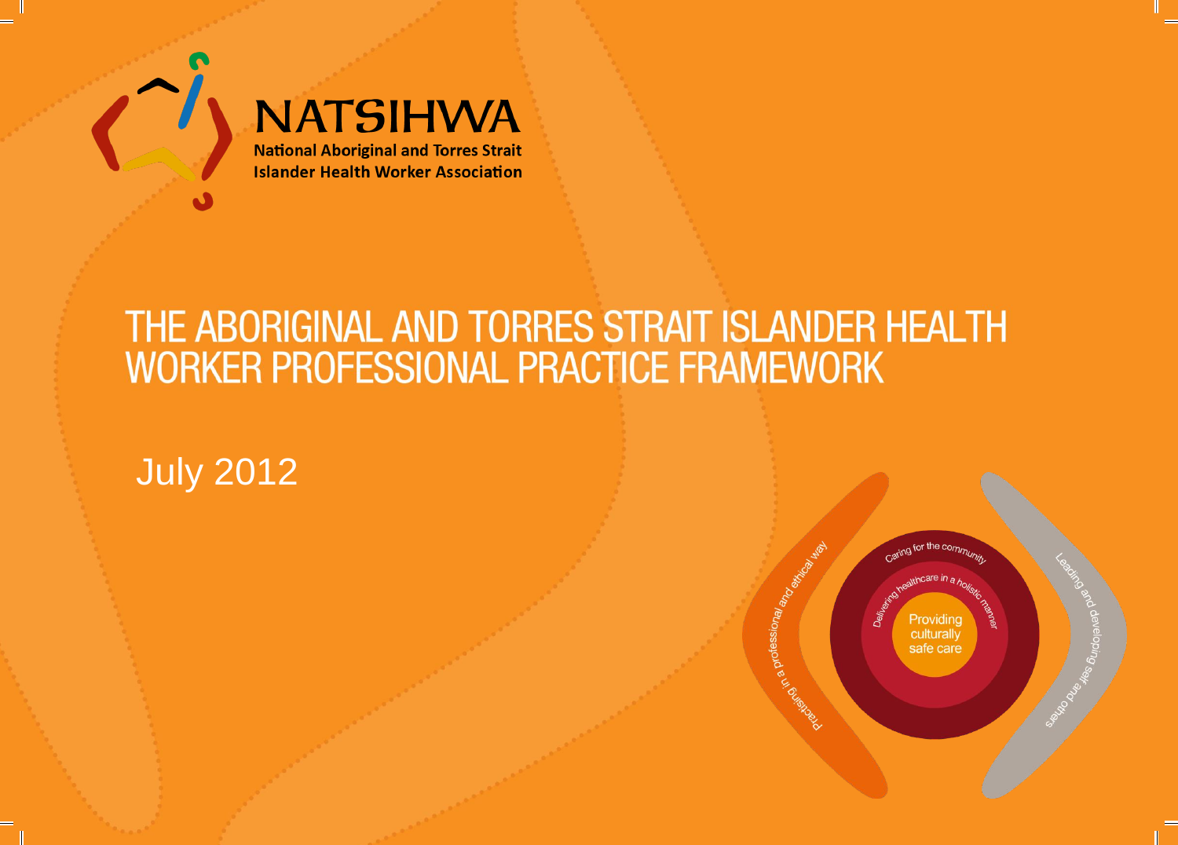NATSIHWA

National Aboriginal and Torres Strait Islander Health Worker Association

# THE ABORIGINAL AND TORRES STRAIT ISLANDER HEALTH WORKER PROFESSIONAL PRACTICE FRAMEWORK

July 2012

Practising in a professional and ethical way

Caring for the community

Delivering healthcare in a holistic manner

Providing culturally safe care

Leading and developing self and others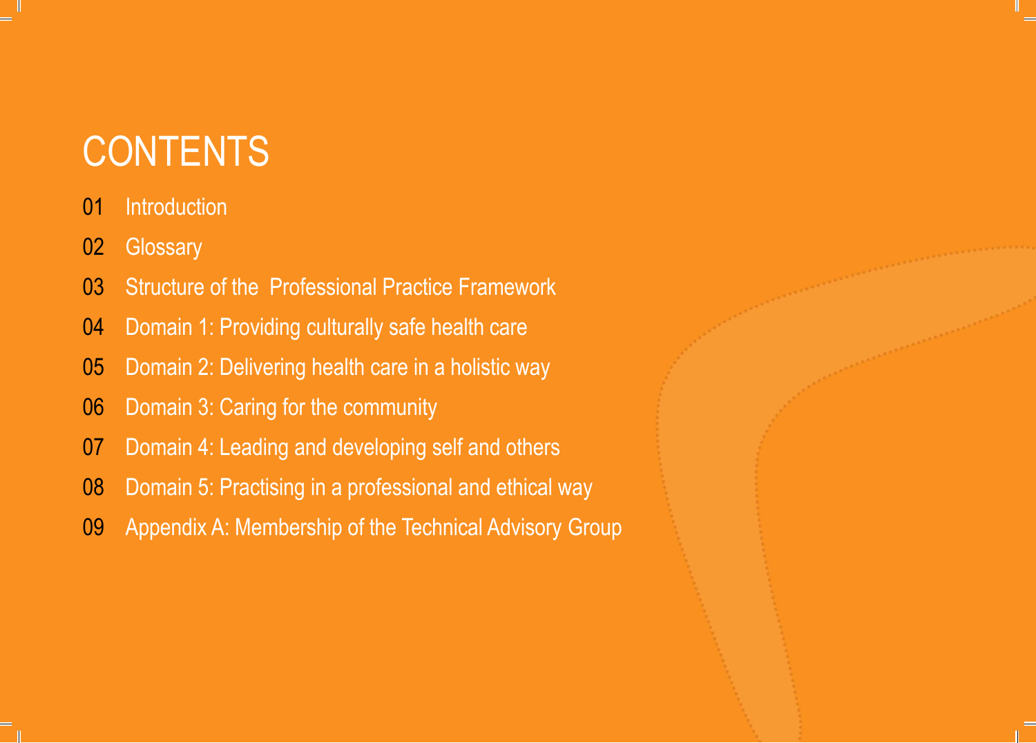# CONTENTS

01 Introduction

02 Glossary

03 Structure of the Professional Practice Framework

04 Domain 1: Providing culturally safe health care

05 Domain 2: Delivering health care in a holistic way

06 Domain 3: Caring for the community

07 Domain 4: Leading and developing self and others

08 Domain 5: Practising in a professional and ethical way

09 Appendix A: Membership of the Technical Advisory Group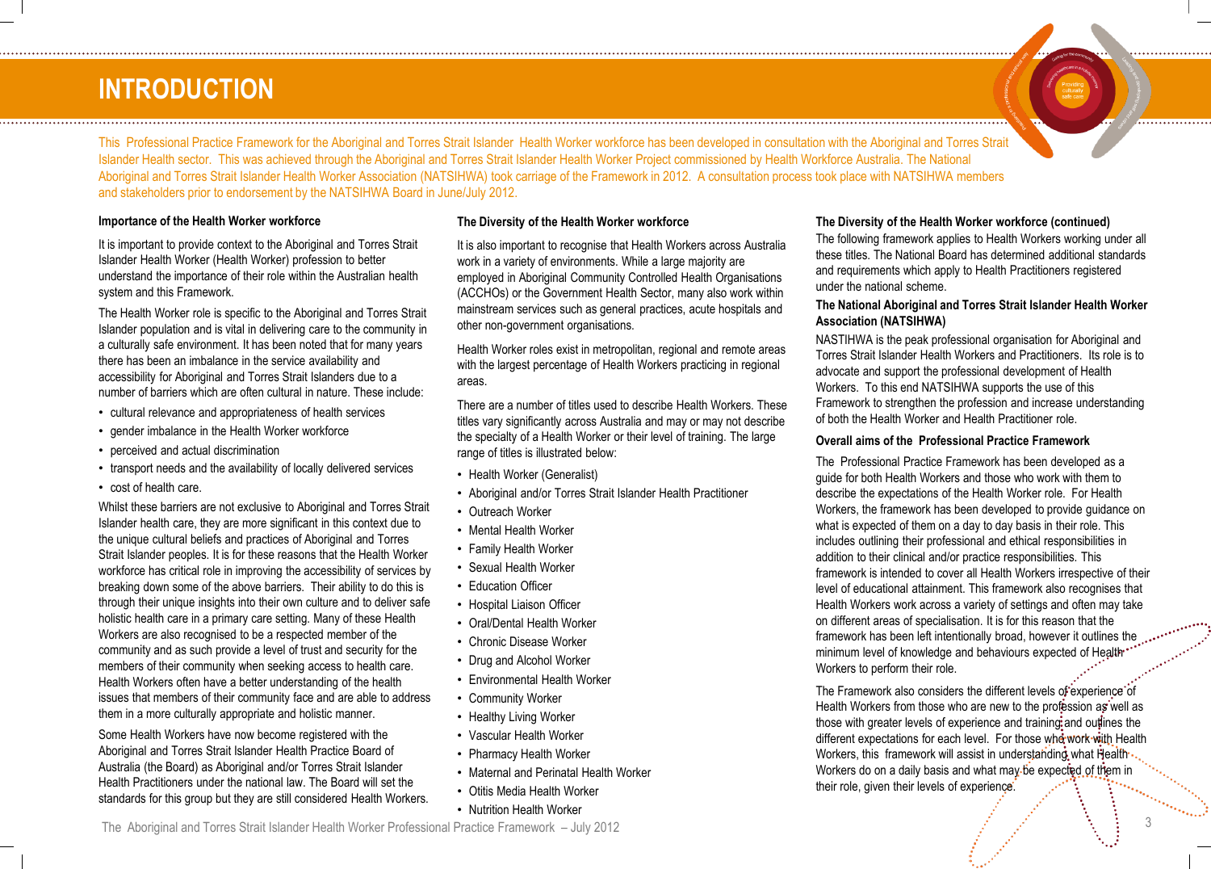# INTRODUCTION

This Professional Practice Framework for the Aboriginal and Torres Strait Islander Health Worker workforce has been developed in consultation with the Aboriginal and Torres Strait Islander Health sector. This was achieved through the Aboriginal and Torres Strait Islander Health Worker Project commissioned by Health Workforce Australia. The National Aboriginal and Torres Strait Islander Health Worker Association (NATSIHWA) took carriage of the Framework in 2012. A consultation process took place with NATSIHWA members and stakeholders prior to endorsement by the NATSIHWA Board in June/July 2012.

### Importance of the Health Worker workforce

It is important to provide context to the Aboriginal and Torres Strait Islander Health Worker (Health Worker) profession to better understand the importance of their role within the Australian health system and this Framework.

The Health Worker role is specific to the Aboriginal and Torres Strait Islander population and is vital in delivering care to the community in a culturally safe environment. It has been noted that for many years there has been an imbalance in the service availability and accessibility for Aboriginal and Torres Strait Islanders due to a number of barriers which are often cultural in nature. These include:

- cultural relevance and appropriateness of health services
- gender imbalance in the Health Worker workforce
- perceived and actual discrimination
- transport needs and the availability of locally delivered services
- cost of health care.

Whilst these barriers are not exclusive to Aboriginal and Torres Strait Islander health care, they are more significant in this context due to the unique cultural beliefs and practices of Aboriginal and Torres Strait Islander peoples. It is for these reasons that the Health Worker workforce has critical role in improving the accessibility of services by breaking down some of the above barriers. Their ability to do this is through their unique insights into their own culture and to deliver safe holistic health care in a primary care setting. Many of these Health Workers are also recognised to be a respected member of the community and as such provide a level of trust and security for the members of their community when seeking access to health care. Health Workers often have a better understanding of the health issues that members of their community face and are able to address them in a more culturally appropriate and holistic manner.

Some Health Workers have now become registered with the Aboriginal and Torres Strait Islander Health Practice Board of Australia (the Board) as Aboriginal and/or Torres Strait Islander Health Practitioners under the national law. The Board will set the standards for this group but they are still considered Health Workers.

### The Diversity of the Health Worker workforce

It is also important to recognise that Health Workers across Australia work in a variety of environments. While a large majority are employed in Aboriginal Community Controlled Health Organisations (ACCHOs) or the Government Health Sector, many also work within mainstream services such as general practices, acute hospitals and other non-government organisations.

Health Worker roles exist in metropolitan, regional and remote areas with the largest percentage of Health Workers practicing in regional areas.

There are a number of titles used to describe Health Workers. These titles vary significantly across Australia and may or may not describe the specialty of a Health Worker or their level of training. The large range of titles is illustrated below:

- Health Worker (Generalist)
- Aboriginal and/or Torres Strait Islander Health Practitioner
- Outreach Worker
- Mental Health Worker
- Family Health Worker
- Sexual Health Worker
- Education Officer
- Hospital Liaison Officer
- Oral/Dental Health Worker
- Chronic Disease Worker
- Drug and Alcohol Worker
- Environmental Health Worker
- Community Worker
- Healthy Living Worker
- Vascular Health Worker
- Pharmacy Health Worker
- Maternal and Perinatal Health Worker
- Otitis Media Health Worker
- Nutrition Health Worker

### The Diversity of the Health Worker workforce (continued)

The following framework applies to Health Workers working under all these titles. The National Board has determined additional standards and requirements which apply to Health Practitioners registered under the national scheme.

### The National Aboriginal and Torres Strait Islander Health Worker Association (NATSIHWA)

NASTIHWA is the peak professional organisation for Aboriginal and Torres Strait Islander Health Workers and Practitioners. Its role is to advocate and support the professional development of Health Workers. To this end NATSIHWA supports the use of this Framework to strengthen the profession and increase understanding of both the Health Worker and Health Practitioner role.

### Overall aims of the Professional Practice Framework

The Professional Practice Framework has been developed as a guide for both Health Workers and those who work with them to describe the expectations of the Health Worker role. For Health Workers, the framework has been developed to provide guidance on what is expected of them on a day to day basis in their role. This includes outlining their professional and ethical responsibilities in addition to their clinical and/or practice responsibilities. This framework is intended to cover all Health Workers irrespective of their level of educational attainment. This framework also recognises that Health Workers work across a variety of settings and often may take on different areas of specialisation. It is for this reason that the framework has been left intentionally broad, however it outlines the minimum level of knowledge and behaviours expected of Health Workers to perform their role.

The Framework also considers the different levels of experience of Health Workers from those who are new to the profession as well as those with greater levels of experience and training and outlines the different expectations for each level. For those who work with Health Workers, this framework will assist in understanding what Health Workers do on a daily basis and what may be expected of them in their role, given their levels of experience.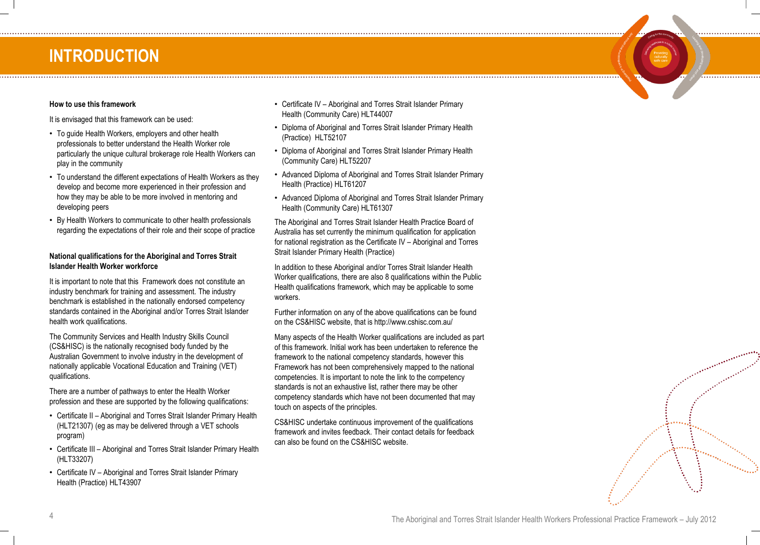# INTRODUCTION

### How to use this framework

It is envisaged that this framework can be used:

- To guide Health Workers, employers and other health professionals to better understand the Health Worker role particularly the unique cultural brokerage role Health Workers can play in the community
- To understand the different expectations of Health Workers as they develop and become more experienced in their profession and how they may be able to be more involved in mentoring and developing peers
- By Health Workers to communicate to other health professionals regarding the expectations of their role and their scope of practice

### National qualifications for the Aboriginal and Torres Strait Islander Health Worker workforce

It is important to note that this Framework does not constitute an industry benchmark for training and assessment. The industry benchmark is established in the nationally endorsed competency standards contained in the Aboriginal and/or Torres Strait Islander health work qualifications.

The Community Services and Health Industry Skills Council (CS&HISC) is the nationally recognised body funded by the Australian Government to involve industry in the development of nationally applicable Vocational Education and Training (VET) qualifications.

There are a number of pathways to enter the Health Worker profession and these are supported by the following qualifications:

- Certificate II – Aboriginal and Torres Strait Islander Primary Health (HLT21307) (eg as may be delivered through a VET schools program)
- Certificate III – Aboriginal and Torres Strait Islander Primary Health (HLT33207)
- Certificate IV – Aboriginal and Torres Strait Islander Primary Health (Practice) HLT43907
- Certificate IV – Aboriginal and Torres Strait Islander Primary Health (Community Care) HLT44007
- Diploma of Aboriginal and Torres Strait Islander Primary Health (Practice) HLT52107
- Diploma of Aboriginal and Torres Strait Islander Primary Health (Community Care) HLT52207
- Advanced Diploma of Aboriginal and Torres Strait Islander Primary Health (Practice) HLT61207
- Advanced Diploma of Aboriginal and Torres Strait Islander Primary Health (Community Care) HLT61307

The Aboriginal and Torres Strait Islander Health Practice Board of Australia has set currently the minimum qualification for application for national registration as the Certificate IV – Aboriginal and Torres Strait Islander Primary Health (Practice)

In addition to these Aboriginal and/or Torres Strait Islander Health Worker qualifications, there are also 8 qualifications within the Public Health qualifications framework, which may be applicable to some workers.

Further information on any of the above qualifications can be found on the CS&HISC website, that is http://www.cshisc.com.au/

Many aspects of the Health Worker qualifications are included as part of this framework. Initial work has been undertaken to reference the framework to the national competency standards, however this Framework has not been comprehensively mapped to the national competencies. It is important to note the link to the competency standards is not an exhaustive list, rather there may be other competency standards which have not been documented that may touch on aspects of the principles.

CS&HISC undertake continuous improvement of the qualifications framework and invites feedback. Their contact details for feedback can also be found on the CS&HISC website.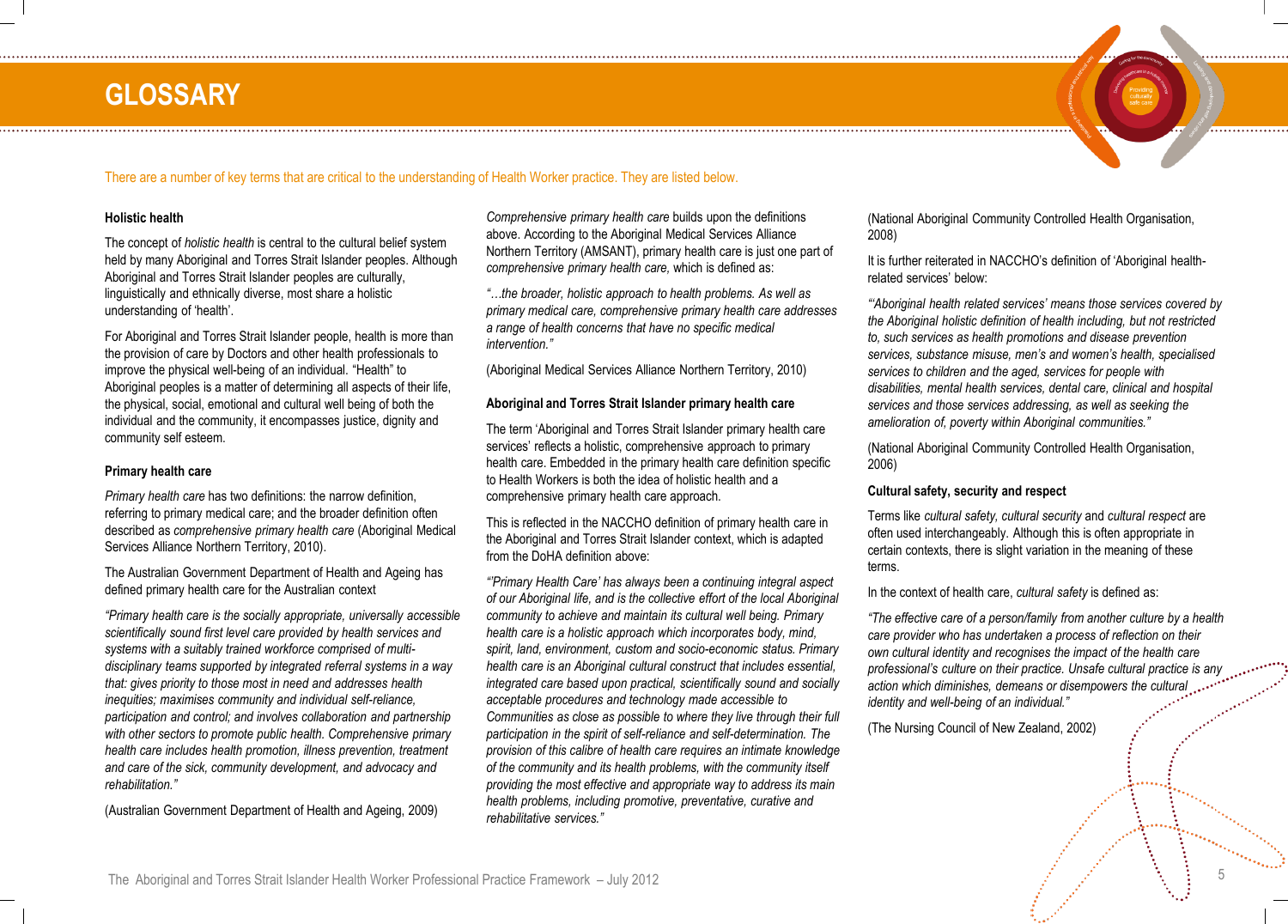# GLOSSARY

There are a number of key terms that are critical to the understanding of Health Worker practice. They are listed below.

### Holistic health

The concept of *holistic health* is central to the cultural belief system held by many Aboriginal and Torres Strait Islander peoples. Although Aboriginal and Torres Strait Islander peoples are culturally, linguistically and ethnically diverse, most share a holistic understanding of 'health'.

For Aboriginal and Torres Strait Islander people, health is more than the provision of care by Doctors and other health professionals to improve the physical well-being of an individual. "Health" to Aboriginal peoples is a matter of determining all aspects of their life, the physical, social, emotional and cultural well being of both the individual and the community, it encompasses justice, dignity and community self esteem.

### Primary health care

*Primary health care* has two definitions: the narrow definition, referring to primary medical care; and the broader definition often described as *comprehensive primary health care* (Aboriginal Medical Services Alliance Northern Territory, 2010).

The Australian Government Department of Health and Ageing has defined primary health care for the Australian context

*"Primary health care is the socially appropriate, universally accessible scientifically sound first level care provided by health services and systems with a suitably trained workforce comprised of multi-disciplinary teams supported by integrated referral systems in a way that: gives priority to those most in need and addresses health inequities; maximises community and individual self-reliance, participation and control; and involves collaboration and partnership with other sectors to promote public health. Comprehensive primary health care includes health promotion, illness prevention, treatment and care of the sick, community development, and advocacy and rehabilitation."*

(Australian Government Department of Health and Ageing, 2009)

*Comprehensive primary health care* builds upon the definitions above. According to the Aboriginal Medical Services Alliance Northern Territory (AMSANT), primary health care is just one part of *comprehensive primary health care,* which is defined as:

*"…the broader, holistic approach to health problems. As well as primary medical care, comprehensive primary health care addresses a range of health concerns that have no specific medical intervention."*

(Aboriginal Medical Services Alliance Northern Territory, 2010)

### Aboriginal and Torres Strait Islander primary health care

The term 'Aboriginal and Torres Strait Islander primary health care services' reflects a holistic, comprehensive approach to primary health care. Embedded in the primary health care definition specific to Health Workers is both the idea of holistic health and a comprehensive primary health care approach.

This is reflected in the NACCHO definition of primary health care in the Aboriginal and Torres Strait Islander context, which is adapted from the DoHA definition above:

*"'Primary Health Care' has always been a continuing integral aspect of our Aboriginal life, and is the collective effort of the local Aboriginal community to achieve and maintain its cultural well being. Primary health care is a holistic approach which incorporates body, mind, spirit, land, environment, custom and socio-economic status. Primary health care is an Aboriginal cultural construct that includes essential, integrated care based upon practical, scientifically sound and socially acceptable procedures and technology made accessible to Communities as close as possible to where they live through their full participation in the spirit of self-reliance and self-determination. The provision of this calibre of health care requires an intimate knowledge of the community and its health problems, with the community itself providing the most effective and appropriate way to address its main health problems, including promotive, preventative, curative and rehabilitative services."*

(National Aboriginal Community Controlled Health Organisation, 2008)

It is further reiterated in NACCHO's definition of 'Aboriginal health-related services' below:

*"'Aboriginal health related services' means those services covered by the Aboriginal holistic definition of health including, but not restricted to, such services as health promotions and disease prevention services, substance misuse, men's and women's health, specialised services to children and the aged, services for people with disabilities, mental health services, dental care, clinical and hospital services and those services addressing, as well as seeking the amelioration of, poverty within Aboriginal communities."*

(National Aboriginal Community Controlled Health Organisation, 2006)

### Cultural safety, security and respect

Terms like *cultural safety, cultural security* and *cultural respect* are often used interchangeably. Although this is often appropriate in certain contexts, there is slight variation in the meaning of these terms.

In the context of health care, *cultural safety* is defined as:

*"The effective care of a person/family from another culture by a health care provider who has undertaken a process of reflection on their own cultural identity and recognises the impact of the health care professional's culture on their practice. Unsafe cultural practice is any action which diminishes, demeans or disempowers the cultural identity and well-being of an individual."*

(The Nursing Council of New Zealand, 2002)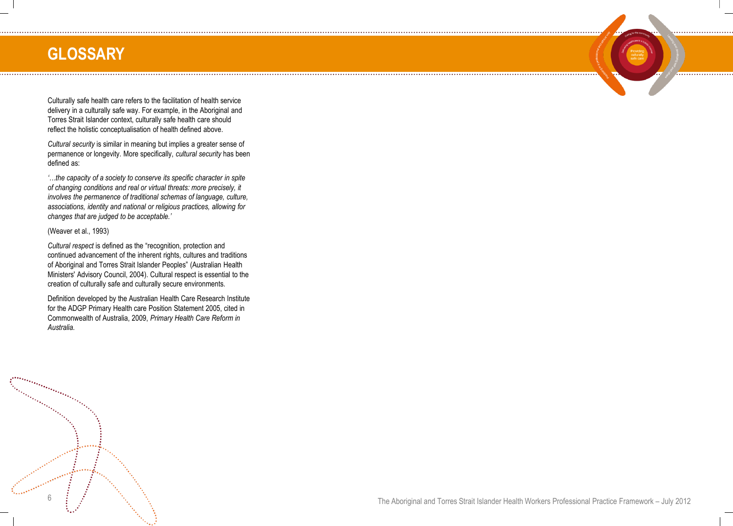# GLOSSARY

Culturally safe health care refers to the facilitation of health service delivery in a culturally safe way. For example, in the Aboriginal and Torres Strait Islander context, culturally safe health care should reflect the holistic conceptualisation of health defined above.

*Cultural security* is similar in meaning but implies a greater sense of permanence or longevity. More specifically, *cultural security* has been defined as:

*'…the capacity of a society to conserve its specific character in spite of changing conditions and real or virtual threats: more precisely, it involves the permanence of traditional schemas of language, culture, associations, identity and national or religious practices, allowing for changes that are judged to be acceptable.'*

(Weaver et al., 1993)

*Cultural respect* is defined as the "recognition, protection and continued advancement of the inherent rights, cultures and traditions of Aboriginal and Torres Strait Islander Peoples" (Australian Health Ministers' Advisory Council, 2004). Cultural respect is essential to the creation of culturally safe and culturally secure environments.

Definition developed by the Australian Health Care Research Institute for the ADGP Primary Health care Position Statement 2005, cited in Commonwealth of Australia, 2009, *Primary Health Care Reform in Australia.*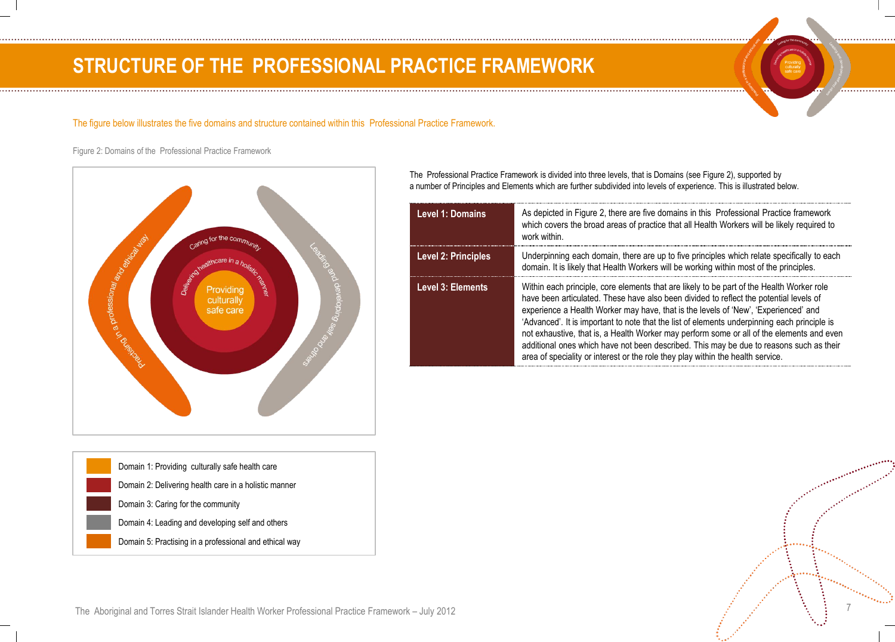# STRUCTURE OF THE PROFESSIONAL PRACTICE FRAMEWORK

The figure below illustrates the five domains and structure contained within this Professional Practice Framework.

Figure 2: Domains of the Professional Practice Framework

| | |
|---|---|
| | Domain 1: Providing culturally safe health care |
| | Domain 2: Delivering health care in a holistic manner |
| | Domain 3: Caring for the community |
| | Domain 4: Leading and developing self and others |
| | Domain 5: Practising in a professional and ethical way |

The Professional Practice Framework is divided into three levels, that is Domains (see Figure 2), supported by a number of Principles and Elements which are further subdivided into levels of experience. This is illustrated below.

| | |
|---|---|
| **Level 1: Domains** | As depicted in Figure 2, there are five domains in this Professional Practice framework which covers the broad areas of practice that all Health Workers will be likely required to work within. |
| **Level 2: Principles** | Underpinning each domain, there are up to five principles which relate specifically to each domain. It is likely that Health Workers will be working within most of the principles. |
| **Level 3: Elements** | Within each principle, core elements that are likely to be part of the Health Worker role have been articulated. These have also been divided to reflect the potential levels of experience a Health Worker may have, that is the levels of 'New', 'Experienced' and 'Advanced'. It is important to note that the list of elements underpinning each principle is not exhaustive, that is, a Health Worker may perform some or all of the elements and even additional ones which have not been described. This may be due to reasons such as their area of speciality or interest or the role they play within the health service. |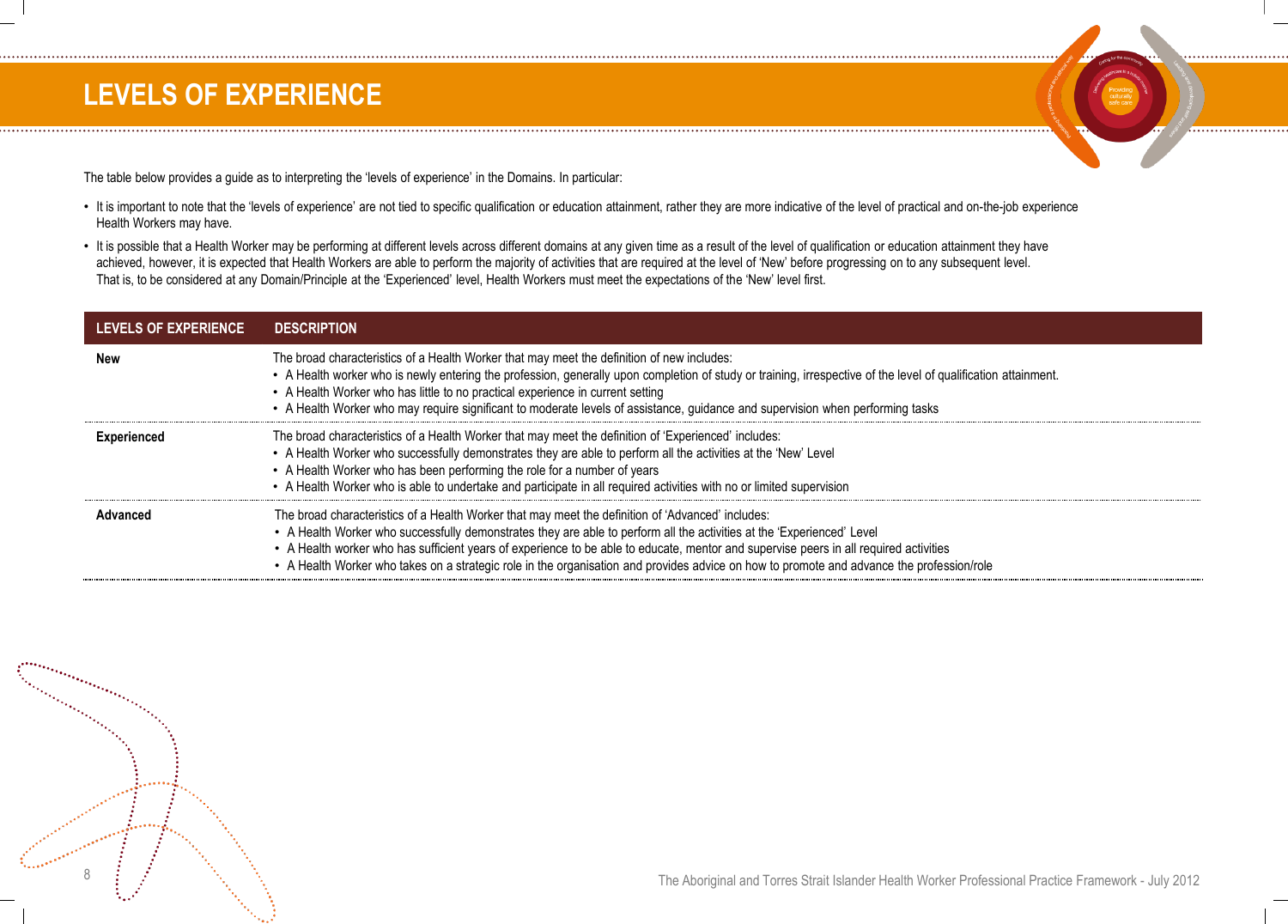# LEVELS OF EXPERIENCE

The table below provides a guide as to interpreting the 'levels of experience' in the Domains. In particular:

- It is important to note that the 'levels of experience' are not tied to specific qualification or education attainment, rather they are more indicative of the level of practical and on-the-job experience Health Workers may have.
- It is possible that a Health Worker may be performing at different levels across different domains at any given time as a result of the level of qualification or education attainment they have achieved, however, it is expected that Health Workers are able to perform the majority of activities that are required at the level of 'New' before progressing on to any subsequent level. That is, to be considered at any Domain/Principle at the 'Experienced' level, Health Workers must meet the expectations of the 'New' level first.

| LEVELS OF EXPERIENCE | DESCRIPTION |
|---|---|
| **New** | The broad characteristics of a Health Worker that may meet the definition of new includes:<br>• A Health worker who is newly entering the profession, generally upon completion of study or training, irrespective of the level of qualification attainment.<br>• A Health Worker who has little to no practical experience in current setting<br>• A Health Worker who may require significant to moderate levels of assistance, guidance and supervision when performing tasks |
| **Experienced** | The broad characteristics of a Health Worker that may meet the definition of 'Experienced' includes:<br>• A Health Worker who successfully demonstrates they are able to perform all the activities at the 'New' Level<br>• A Health Worker who has been performing the role for a number of years<br>• A Health Worker who is able to undertake and participate in all required activities with no or limited supervision |
| **Advanced** | The broad characteristics of a Health Worker that may meet the definition of 'Advanced' includes:<br>• A Health Worker who successfully demonstrates they are able to perform all the activities at the 'Experienced' Level<br>• A Health worker who has sufficient years of experience to be able to educate, mentor and supervise peers in all required activities<br>• A Health Worker who takes on a strategic role in the organisation and provides advice on how to promote and advance the profession/role |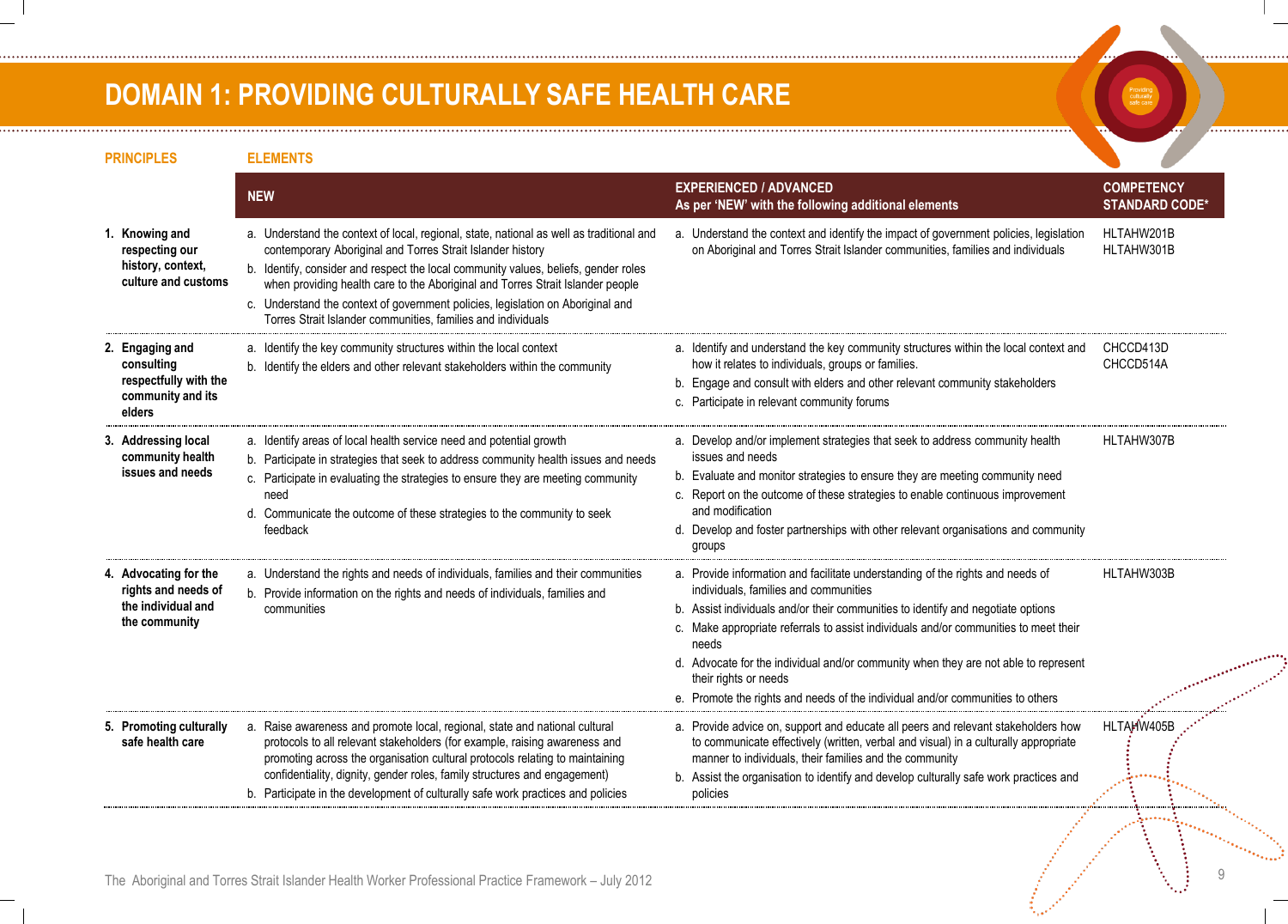# DOMAIN 1: PROVIDING CULTURALLY SAFE HEALTH CARE

| PRINCIPLES | ELEMENTS | | |
|---|---|---|---|
| | **NEW** | **EXPERIENCED / ADVANCED** As per 'NEW' with the following additional elements | **COMPETENCY STANDARD CODE*** |
| **1. Knowing and respecting our history, context, culture and customs** | a. Understand the context of local, regional, state, national as well as traditional and contemporary Aboriginal and Torres Strait Islander history<br>b. Identify, consider and respect the local community values, beliefs, gender roles when providing health care to the Aboriginal and Torres Strait Islander people<br>c. Understand the context of government policies, legislation on Aboriginal and Torres Strait Islander communities, families and individuals | a. Understand the context and identify the impact of government policies, legislation on Aboriginal and Torres Strait Islander communities, families and individuals | HLTAHW201B<br>HLTAHW301B |
| **2. Engaging and consulting respectfully with the community and its elders** | a. Identify the key community structures within the local context<br>b. Identify the elders and other relevant stakeholders within the community | a. Identify and understand the key community structures within the local context and how it relates to individuals, groups or families.<br>b. Engage and consult with elders and other relevant community stakeholders<br>c. Participate in relevant community forums | CHCCD413D<br>CHCCD514A |
| **3. Addressing local community health issues and needs** | a. Identify areas of local health service need and potential growth<br>b. Participate in strategies that seek to address community health issues and needs<br>c. Participate in evaluating the strategies to ensure they are meeting community need<br>d. Communicate the outcome of these strategies to the community to seek feedback | a. Develop and/or implement strategies that seek to address community health issues and needs<br>b. Evaluate and monitor strategies to ensure they are meeting community need<br>c. Report on the outcome of these strategies to enable continuous improvement and modification<br>d. Develop and foster partnerships with other relevant organisations and community groups | HLTAHW307B |
| **4. Advocating for the rights and needs of the individual and the community** | a. Understand the rights and needs of individuals, families and their communities<br>b. Provide information on the rights and needs of individuals, families and communities | a. Provide information and facilitate understanding of the rights and needs of individuals, families and communities<br>b. Assist individuals and/or their communities to identify and negotiate options<br>c. Make appropriate referrals to assist individuals and/or communities to meet their needs<br>d. Advocate for the individual and/or community when they are not able to represent their rights or needs<br>e. Promote the rights and needs of the individual and/or communities to others | HLTAHW303B |
| **5. Promoting culturally safe health care** | a. Raise awareness and promote local, regional, state and national cultural protocols to all relevant stakeholders (for example, raising awareness and promoting across the organisation cultural protocols relating to maintaining confidentiality, dignity, gender roles, family structures and engagement)<br>b. Participate in the development of culturally safe work practices and policies | a. Provide advice on, support and educate all peers and relevant stakeholders how to communicate effectively (written, verbal and visual) in a culturally appropriate manner to individuals, their families and the community<br>b. Assist the organisation to identify and develop culturally safe work practices and policies | HLTAHW405B |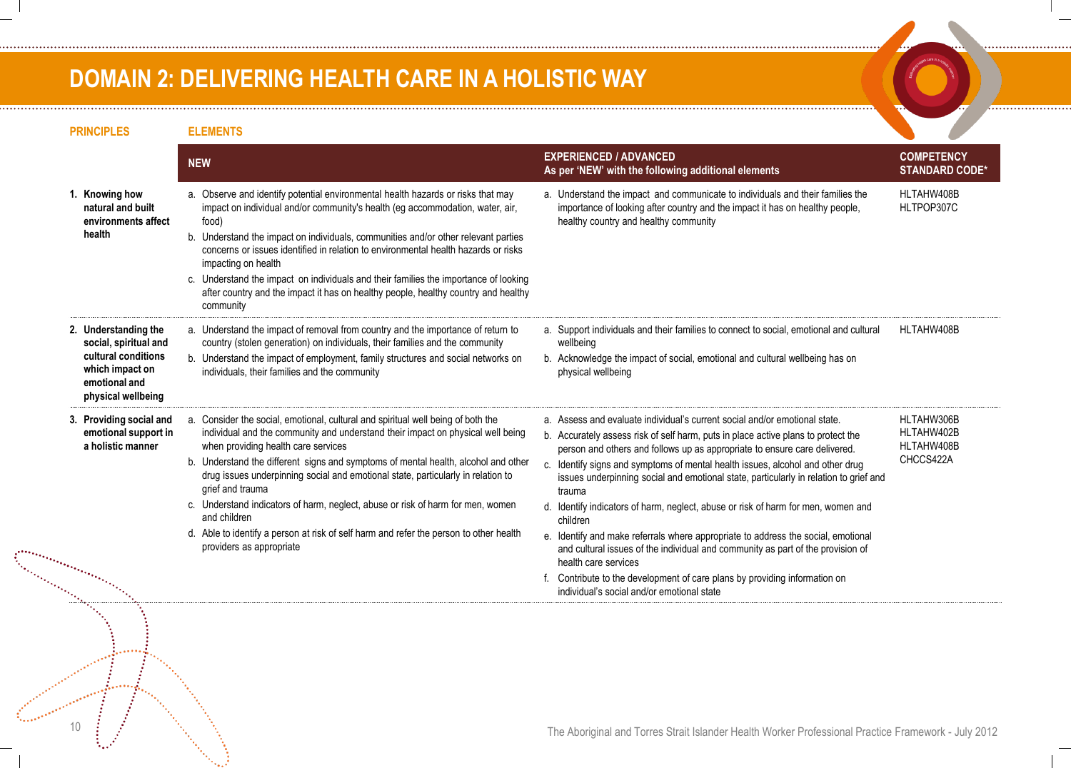# DOMAIN 2: DELIVERING HEALTH CARE IN A HOLISTIC WAY

| PRINCIPLES | ELEMENTS – NEW | ELEMENTS – EXPERIENCED / ADVANCED<br>As per 'NEW' with the following additional elements | COMPETENCY STANDARD CODE* |
|---|---|---|---|
| 1. Knowing how natural and built environments affect health | a. Observe and identify potential environmental health hazards or risks that may impact on individual and/or community's health (eg accommodation, water, air, food)<br>b. Understand the impact on individuals, communities and/or other relevant parties concerns or issues identified in relation to environmental health hazards or risks impacting on health<br>c. Understand the impact on individuals and their families the importance of looking after country and the impact it has on healthy people, healthy country and healthy community | a. Understand the impact and communicate to individuals and their families the importance of looking after country and the impact it has on healthy people, healthy country and healthy community | HLTAHW408B<br>HLTPOP307C |
| 2. Understanding the social, spiritual and cultural conditions which impact on emotional and physical wellbeing | a. Understand the impact of removal from country and the importance of return to country (stolen generation) on individuals, their families and the community<br>b. Understand the impact of employment, family structures and social networks on individuals, their families and the community | a. Support individuals and their families to connect to social, emotional and cultural wellbeing<br>b. Acknowledge the impact of social, emotional and cultural wellbeing has on physical wellbeing | HLTAHW408B |
| 3. Providing social and emotional support in a holistic manner | a. Consider the social, emotional, cultural and spiritual well being of both the individual and the community and understand their impact on physical well being when providing health care services<br>b. Understand the different signs and symptoms of mental health, alcohol and other drug issues underpinning social and emotional state, particularly in relation to grief and trauma<br>c. Understand indicators of harm, neglect, abuse or risk of harm for men, women and children<br>d. Able to identify a person at risk of self harm and refer the person to other health providers as appropriate | a. Assess and evaluate individual's current social and/or emotional state.<br>b. Accurately assess risk of self harm, puts in place active plans to protect the person and others and follows up as appropriate to ensure care delivered.<br>c. Identify signs and symptoms of mental health issues, alcohol and other drug issues underpinning social and emotional state, particularly in relation to grief and trauma<br>d. Identify indicators of harm, neglect, abuse or risk of harm for men, women and children<br>e. Identify and make referrals where appropriate to address the social, emotional and cultural issues of the individual and community as part of the provision of health care services<br>f. Contribute to the development of care plans by providing information on individual's social and/or emotional state | HLTAHW306B<br>HLTAHW402B<br>HLTAHW408B<br>CHCCS422A |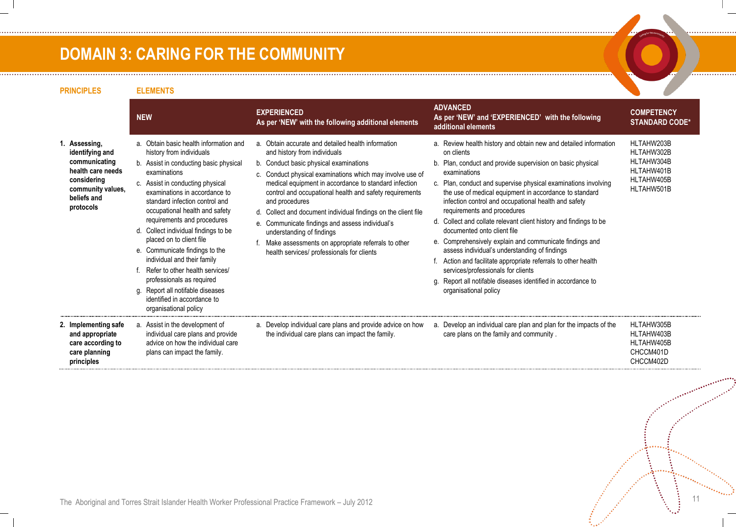# DOMAIN 3: CARING FOR THE COMMUNITY

| PRINCIPLES | NEW | EXPERIENCED<br>As per 'NEW' with the following additional elements | ADVANCED<br>As per 'NEW' and 'EXPERIENCED' with the following additional elements | COMPETENCY STANDARD CODE* |
|---|---|---|---|---|
| **1. Assessing, identifying and communicating health care needs considering community values, beliefs and protocols** | a. Obtain basic health information and history from individuals<br>b. Assist in conducting basic physical examinations<br>c. Assist in conducting physical examinations in accordance to standard infection control and occupational health and safety requirements and procedures<br>d. Collect individual findings to be placed on to client file<br>e. Communicate findings to the individual and their family<br>f. Refer to other health services/ professionals as required<br>g. Report all notifiable diseases identified in accordance to organisational policy | a. Obtain accurate and detailed health information and history from individuals<br>b. Conduct basic physical examinations<br>c. Conduct physical examinations which may involve use of medical equipment in accordance to standard infection control and occupational health and safety requirements and procedures<br>d. Collect and document individual findings on the client file<br>e. Communicate findings and assess individual's understanding of findings<br>f. Make assessments on appropriate referrals to other health services/ professionals for clients | a. Review health history and obtain new and detailed information on clients<br>b. Plan, conduct and provide supervision on basic physical examinations<br>c. Plan, conduct and supervise physical examinations involving the use of medical equipment in accordance to standard infection control and occupational health and safety requirements and procedures<br>d. Collect and collate relevant client history and findings to be documented onto client file<br>e. Comprehensively explain and communicate findings and assess individual's understanding of findings<br>f. Action and facilitate appropriate referrals to other health services/professionals for clients<br>g. Report all notifiable diseases identified in accordance to organisational policy | HLTAHW203B<br>HLTAHW302B<br>HLTAHW304B<br>HLTAHW401B<br>HLTAHW405B<br>HLTAHW501B |
| **2. Implementing safe and appropriate care according to care planning principles** | a. Assist in the development of individual care plans and provide advice on how the individual care plans can impact the family. | a. Develop individual care plans and provide advice on how the individual care plans can impact the family. | a. Develop an individual care plan and plan for the impacts of the care plans on the family and community . | HLTAHW305B<br>HLTAHW403B<br>HLTAHW405B<br>CHCCM401D<br>CHCCM402D |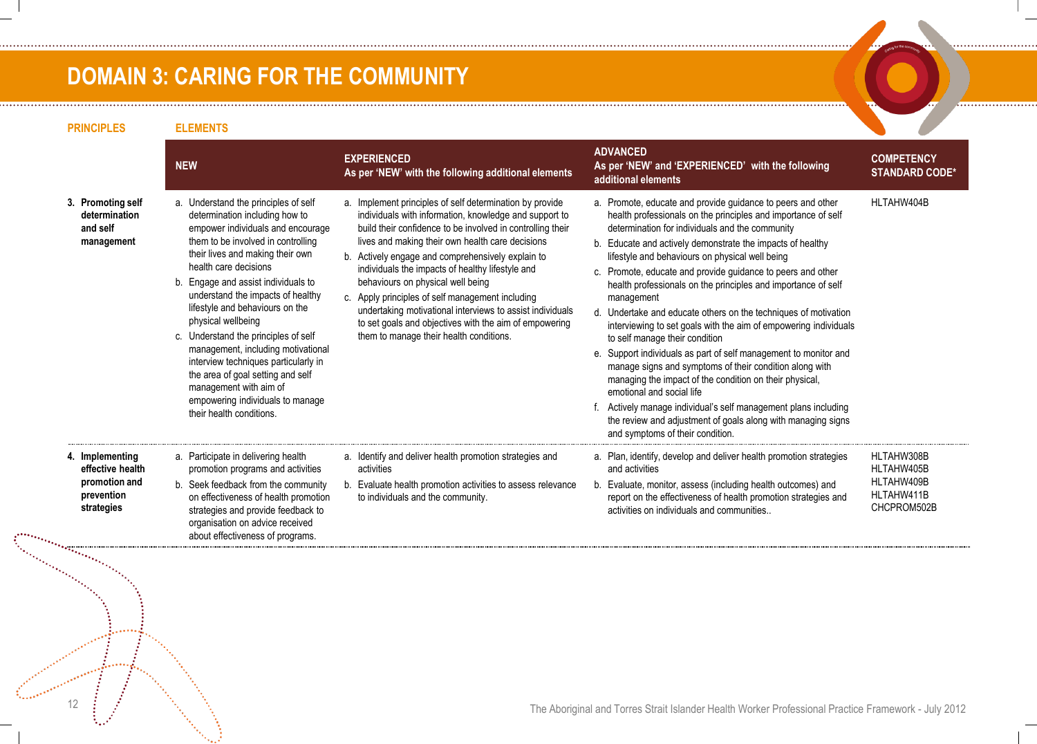# DOMAIN 3: CARING FOR THE COMMUNITY

| PRINCIPLES | ELEMENTS<br>NEW | EXPERIENCED<br>As per 'NEW' with the following additional elements | ADVANCED<br>As per 'NEW' and 'EXPERIENCED' with the following additional elements | COMPETENCY STANDARD CODE* |
|---|---|---|---|---|
| 3. Promoting self determination and self management | a. Understand the principles of self determination including how to empower individuals and encourage them to be involved in controlling their lives and making their own health care decisions<br>b. Engage and assist individuals to understand the impacts of healthy lifestyle and behaviours on the physical wellbeing<br>c. Understand the principles of self management, including motivational interview techniques particularly in the area of goal setting and self management with aim of empowering individuals to manage their health conditions. | a. Implement principles of self determination by provide individuals with information, knowledge and support to build their confidence to be involved in controlling their lives and making their own health care decisions<br>b. Actively engage and comprehensively explain to individuals the impacts of healthy lifestyle and behaviours on physical well being<br>c. Apply principles of self management including undertaking motivational interviews to assist individuals to set goals and objectives with the aim of empowering them to manage their health conditions. | a. Promote, educate and provide guidance to peers and other health professionals on the principles and importance of self determination for individuals and the community<br>b. Educate and actively demonstrate the impacts of healthy lifestyle and behaviours on physical well being<br>c. Promote, educate and provide guidance to peers and other health professionals on the principles and importance of self management<br>d. Undertake and educate others on the techniques of motivation interviewing to set goals with the aim of empowering individuals to self manage their condition<br>e. Support individuals as part of self management to monitor and manage signs and symptoms of their condition along with managing the impact of the condition on their physical, emotional and social life<br>f. Actively manage individual's self management plans including the review and adjustment of goals along with managing signs and symptoms of their condition. | HLTAHW404B |
| 4. Implementing effective health promotion and prevention strategies | a. Participate in delivering health promotion programs and activities<br>b. Seek feedback from the community on effectiveness of health promotion strategies and provide feedback to organisation on advice received about effectiveness of programs. | a. Identify and deliver health promotion strategies and activities<br>b. Evaluate health promotion activities to assess relevance to individuals and the community. | a. Plan, identify, develop and deliver health promotion strategies and activities<br>b. Evaluate, monitor, assess (including health outcomes) and report on the effectiveness of health promotion strategies and activities on individuals and communities.. | HLTAHW308B<br>HLTAHW405B<br>HLTAHW409B<br>HLTAHW411B<br>CHCPROM502B |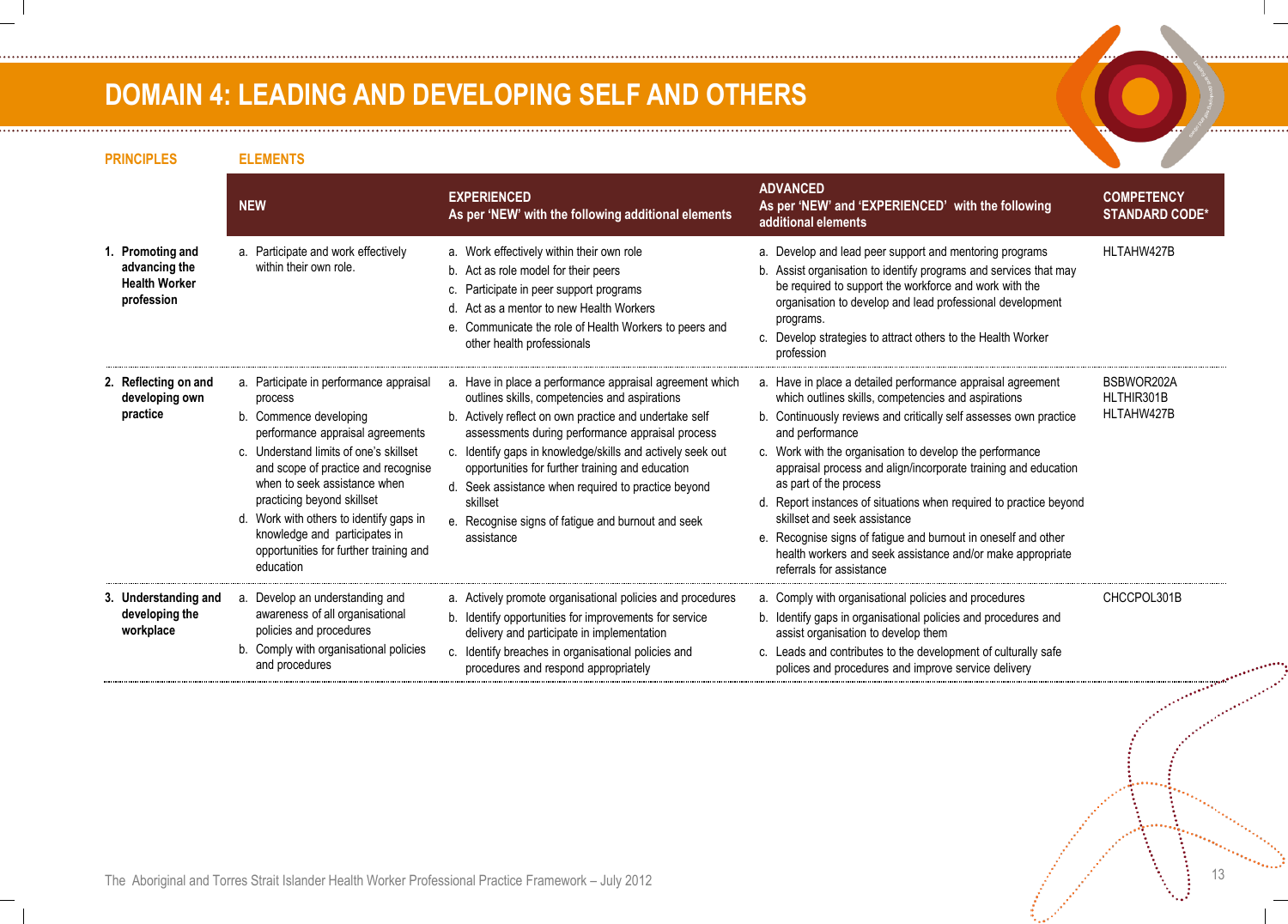# DOMAIN 4: LEADING AND DEVELOPING SELF AND OTHERS

| PRINCIPLES | ELEMENTS: NEW | EXPERIENCED As per 'NEW' with the following additional elements | ADVANCED As per 'NEW' and 'EXPERIENCED' with the following additional elements | COMPETENCY STANDARD CODE* |
|---|---|---|---|---|
| **1. Promoting and advancing the Health Worker profession** | a. Participate and work effectively within their own role. | a. Work effectively within their own role<br>b. Act as role model for their peers<br>c. Participate in peer support programs<br>d. Act as a mentor to new Health Workers<br>e. Communicate the role of Health Workers to peers and other health professionals | a. Develop and lead peer support and mentoring programs<br>b. Assist organisation to identify programs and services that may be required to support the workforce and work with the organisation to develop and lead professional development programs.<br>c. Develop strategies to attract others to the Health Worker profession | HLTAHW427B |
| **2. Reflecting on and developing own practice** | a. Participate in performance appraisal process<br>b. Commence developing performance appraisal agreements<br>c. Understand limits of one's skillset and scope of practice and recognise when to seek assistance when practicing beyond skillset<br>d. Work with others to identify gaps in knowledge and participates in opportunities for further training and education | a. Have in place a performance appraisal agreement which outlines skills, competencies and aspirations<br>b. Actively reflect on own practice and undertake self assessments during performance appraisal process<br>c. Identify gaps in knowledge/skills and actively seek out opportunities for further training and education<br>d. Seek assistance when required to practice beyond skillset<br>e. Recognise signs of fatigue and burnout and seek assistance | a. Have in place a detailed performance appraisal agreement which outlines skills, competencies and aspirations<br>b. Continuously reviews and critically self assesses own practice and performance<br>c. Work with the organisation to develop the performance appraisal process and align/incorporate training and education as part of the process<br>d. Report instances of situations when required to practice beyond skillset and seek assistance<br>e. Recognise signs of fatigue and burnout in oneself and other health workers and seek assistance and/or make appropriate referrals for assistance | BSBWOR202A<br>HLTHIR301B<br>HLTAHW427B |
| **3. Understanding and developing the workplace** | a. Develop an understanding and awareness of all organisational policies and procedures<br>b. Comply with organisational policies and procedures | a. Actively promote organisational policies and procedures<br>b. Identify opportunities for improvements for service delivery and participate in implementation<br>c. Identify breaches in organisational policies and procedures and respond appropriately | a. Comply with organisational policies and procedures<br>b. Identify gaps in organisational policies and procedures and assist organisation to develop them<br>c. Leads and contributes to the development of culturally safe polices and procedures and improve service delivery | CHCCPOL301B |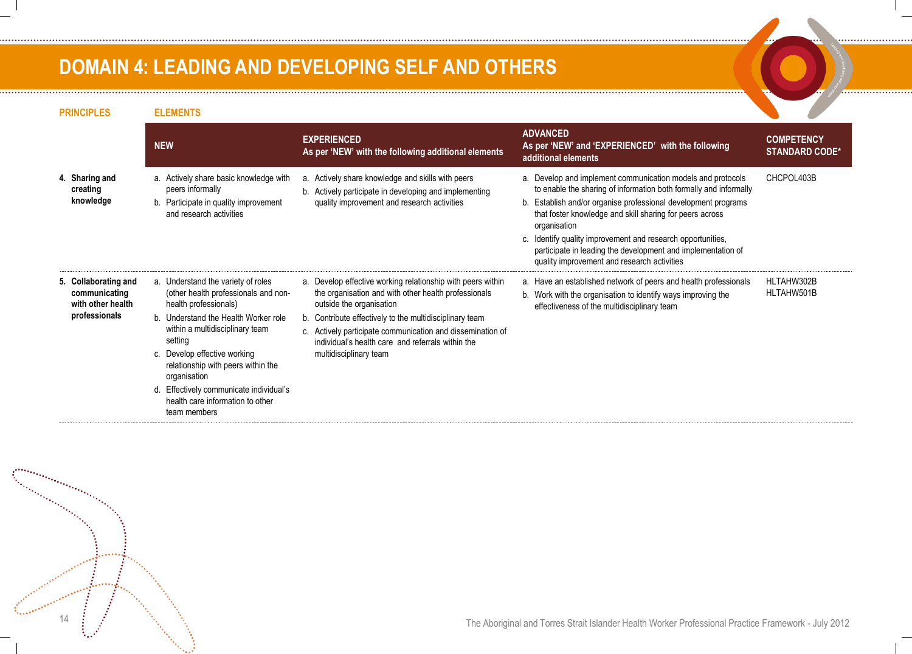# DOMAIN 4: LEADING AND DEVELOPING SELF AND OTHERS

| PRINCIPLES | ELEMENTS | | | |
|---|---|---|---|---|
| | **NEW** | **EXPERIENCED** As per 'NEW' with the following additional elements | **ADVANCED** As per 'NEW' and 'EXPERIENCED' with the following additional elements | **COMPETENCY STANDARD CODE*** |
| **4. Sharing and creating knowledge** | a. Actively share basic knowledge with peers informally<br>b. Participate in quality improvement and research activities | a. Actively share knowledge and skills with peers<br>b. Actively participate in developing and implementing quality improvement and research activities | a. Develop and implement communication models and protocols to enable the sharing of information both formally and informally<br>b. Establish and/or organise professional development programs that foster knowledge and skill sharing for peers across organisation<br>c. Identify quality improvement and research opportunities, participate in leading the development and implementation of quality improvement and research activities | CHCPOL403B |
| **5. Collaborating and communicating with other health professionals** | a. Understand the variety of roles (other health professionals and non-health professionals)<br>b. Understand the Health Worker role within a multidisciplinary team setting<br>c. Develop effective working relationship with peers within the organisation<br>d. Effectively communicate individual's health care information to other team members | a. Develop effective working relationship with peers within the organisation and with other health professionals outside the organisation<br>b. Contribute effectively to the multidisciplinary team<br>c. Actively participate communication and dissemination of individual's health care and referrals within the multidisciplinary team | a. Have an established network of peers and health professionals<br>b. Work with the organisation to identify ways improving the effectiveness of the multidisciplinary team | HLTAHW302B<br>HLTAHW501B |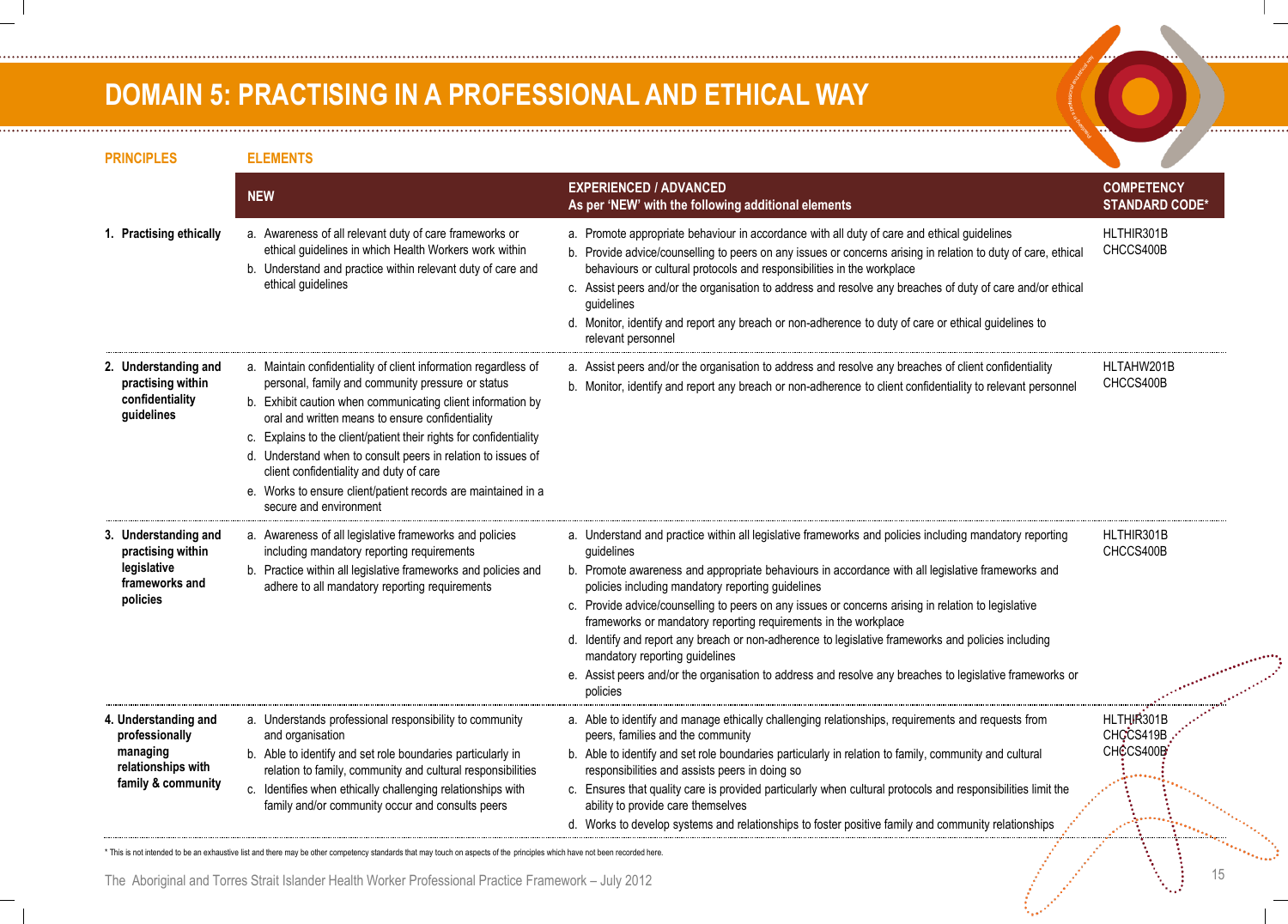# DOMAIN 5: PRACTISING IN A PROFESSIONAL AND ETHICAL WAY

| PRINCIPLES | ELEMENTS – NEW | ELEMENTS – EXPERIENCED / ADVANCED As per 'NEW' with the following additional elements | COMPETENCY STANDARD CODE* |
|---|---|---|---|
| **1. Practising ethically** | a. Awareness of all relevant duty of care frameworks or ethical guidelines in which Health Workers work within<br>b. Understand and practice within relevant duty of care and ethical guidelines | a. Promote appropriate behaviour in accordance with all duty of care and ethical guidelines<br>b. Provide advice/counselling to peers on any issues or concerns arising in relation to duty of care, ethical behaviours or cultural protocols and responsibilities in the workplace<br>c. Assist peers and/or the organisation to address and resolve any breaches of duty of care and/or ethical guidelines<br>d. Monitor, identify and report any breach or non-adherence to duty of care or ethical guidelines to relevant personnel | HLTHIR301B<br>CHCCS400B |
| **2. Understanding and practising within confidentiality guidelines** | a. Maintain confidentiality of client information regardless of personal, family and community pressure or status<br>b. Exhibit caution when communicating client information by oral and written means to ensure confidentiality<br>c. Explains to the client/patient their rights for confidentiality<br>d. Understand when to consult peers in relation to issues of client confidentiality and duty of care<br>e. Works to ensure client/patient records are maintained in a secure and environment | a. Assist peers and/or the organisation to address and resolve any breaches of client confidentiality<br>b. Monitor, identify and report any breach or non-adherence to client confidentiality to relevant personnel | HLTAHW201B<br>CHCCS400B |
| **3. Understanding and practising within legislative frameworks and policies** | a. Awareness of all legislative frameworks and policies including mandatory reporting requirements<br>b. Practice within all legislative frameworks and policies and adhere to all mandatory reporting requirements | a. Understand and practice within all legislative frameworks and policies including mandatory reporting guidelines<br>b. Promote awareness and appropriate behaviours in accordance with all legislative frameworks and policies including mandatory reporting guidelines<br>c. Provide advice/counselling to peers on any issues or concerns arising in relation to legislative frameworks or mandatory reporting requirements in the workplace<br>d. Identify and report any breach or non-adherence to legislative frameworks and policies including mandatory reporting guidelines<br>e. Assist peers and/or the organisation to address and resolve any breaches to legislative frameworks or policies | HLTHIR301B<br>CHCCS400B |
| **4. Understanding and professionally managing relationships with family & community** | a. Understands professional responsibility to community and organisation<br>b. Able to identify and set role boundaries particularly in relation to family, community and cultural responsibilities<br>c. Identifies when ethically challenging relationships with family and/or community occur and consults peers | a. Able to identify and manage ethically challenging relationships, requirements and requests from peers, families and the community<br>b. Able to identify and set role boundaries particularly in relation to family, community and cultural responsibilities and assists peers in doing so<br>c. Ensures that quality care is provided particularly when cultural protocols and responsibilities limit the ability to provide care themselves<br>d. Works to develop systems and relationships to foster positive family and community relationships | HLTHIR301B<br>CHCCS419B<br>CHCCS400B |

\* This is not intended to be an exhaustive list and there may be other competency standards that may touch on aspects of the principles which have not been recorded here.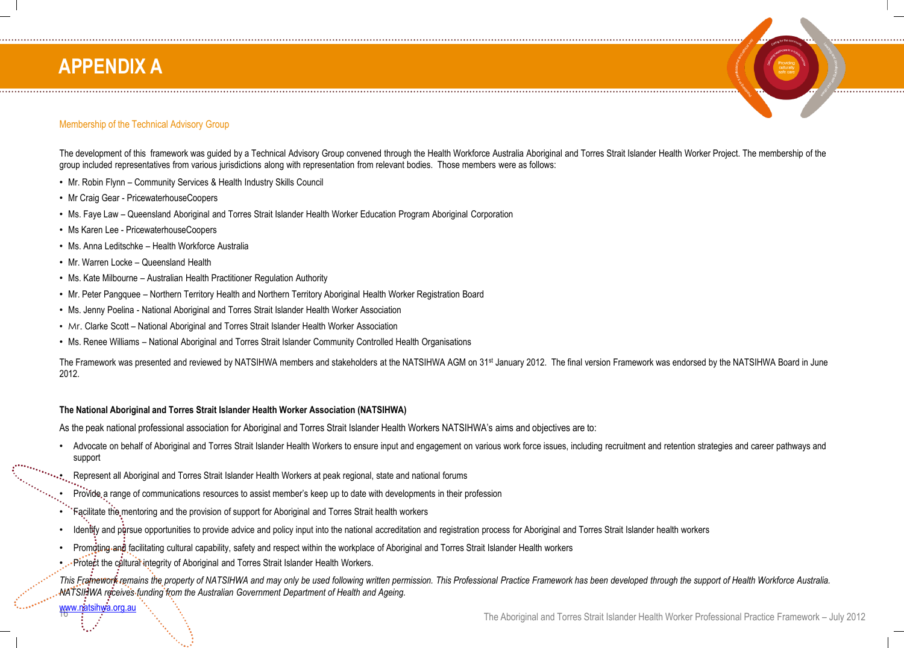# APPENDIX A

## Membership of the Technical Advisory Group

The development of this framework was guided by a Technical Advisory Group convened through the Health Workforce Australia Aboriginal and Torres Strait Islander Health Worker Project. The membership of the group included representatives from various jurisdictions along with representation from relevant bodies. Those members were as follows:

- Mr. Robin Flynn – Community Services & Health Industry Skills Council
- Mr Craig Gear - PricewaterhouseCoopers
- Ms. Faye Law – Queensland Aboriginal and Torres Strait Islander Health Worker Education Program Aboriginal Corporation
- Ms Karen Lee - PricewaterhouseCoopers
- Ms. Anna Leditschke – Health Workforce Australia
- Mr. Warren Locke – Queensland Health
- Ms. Kate Milbourne – Australian Health Practitioner Regulation Authority
- Mr. Peter Pangquee – Northern Territory Health and Northern Territory Aboriginal Health Worker Registration Board
- Ms. Jenny Poelina - National Aboriginal and Torres Strait Islander Health Worker Association
- Mr. Clarke Scott – National Aboriginal and Torres Strait Islander Health Worker Association
- Ms. Renee Williams – National Aboriginal and Torres Strait Islander Community Controlled Health Organisations

The Framework was presented and reviewed by NATSIHWA members and stakeholders at the NATSIHWA AGM on 31st January 2012. The final version Framework was endorsed by the NATSIHWA Board in June 2012.

**The National Aboriginal and Torres Strait Islander Health Worker Association (NATSIHWA)**

As the peak national professional association for Aboriginal and Torres Strait Islander Health Workers NATSIHWA's aims and objectives are to:

- Advocate on behalf of Aboriginal and Torres Strait Islander Health Workers to ensure input and engagement on various work force issues, including recruitment and retention strategies and career pathways and support
- Represent all Aboriginal and Torres Strait Islander Health Workers at peak regional, state and national forums
- Provide a range of communications resources to assist member's keep up to date with developments in their profession
- Facilitate the mentoring and the provision of support for Aboriginal and Torres Strait health workers
- Identify and pursue opportunities to provide advice and policy input into the national accreditation and registration process for Aboriginal and Torres Strait Islander health workers
- Promoting and facilitating cultural capability, safety and respect within the workplace of Aboriginal and Torres Strait Islander Health workers
- Protect the cultural integrity of Aboriginal and Torres Strait Islander Health Workers.

*This Framework remains the property of NATSIHWA and may only be used following written permission. This Professional Practice Framework has been developed through the support of Health Workforce Australia. NATSIHWA receives funding from the Australian Government Department of Health and Ageing.*

www.natsihwa.org.au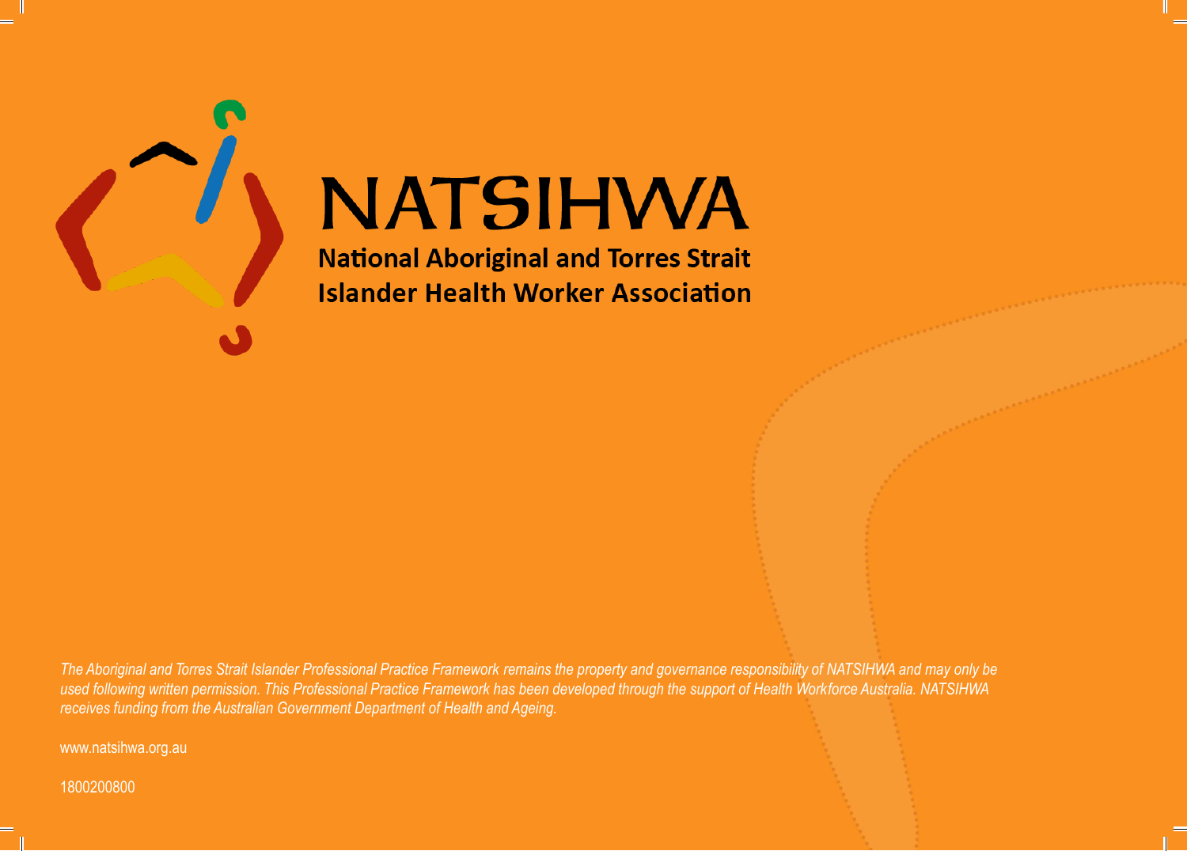# NATSIHWA

**National Aboriginal and Torres Strait Islander Health Worker Association**

*The Aboriginal and Torres Strait Islander Professional Practice Framework remains the property and governance responsibility of NATSIHWA and may only be used following written permission. This Professional Practice Framework has been developed through the support of Health Workforce Australia. NATSIHWA receives funding from the Australian Government Department of Health and Ageing.*

www.natsihwa.org.au

1800200800